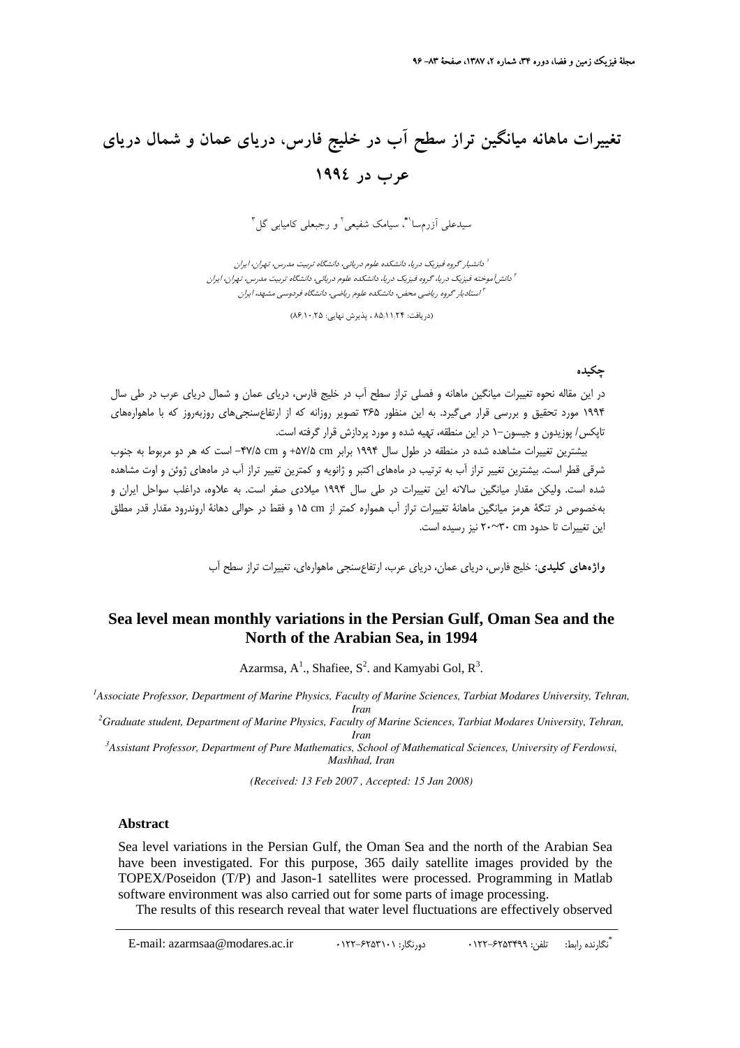# تغییرات ماهانه میانگین تراز سطح آب در خلیج فارس، دریای عمان و شمال دریای عرب در ۱۹۹٤

سیدعلی آزرمسا[۱*]، سیامک شفیعی[۲] و رجبعلی کامیابی گل[۳]

[۱] دانشیار گروه فیزیک دریا، دانشکده علوم دریایی، دانشگاه تربیت مدرس، تهران، ایران
[۲] دانش‌آموخته فیزیک دریا، گروه فیزیک دریا، دانشکده علوم دریایی، دانشگاه تربیت مدرس، تهران، ایران
[۳] استادیار گروه ریاضی محض، دانشکده علوم ریاضی، دانشگاه فردوسی مشهد، ایران

(دریافت: ۸۵٫۱۱٫۲۴ ، پذیرش نهایی: ۸۶٫۱۰٫۲۵)

## چکیده

در این مقاله نحوه تغییرات میانگین ماهانه و فصلی تراز سطح آب در خلیج فارس، دریای عمان و شمال دریای عرب در طی سال ۱۹۹۴ مورد تحقیق و بررسی قرار می‌گیرد. به این منظور ۳۶۵ تصویر روزانه که از ارتفاع‌سنجی‌های روزبه‌روز که با ماهواره‌های تاپکس/ پوزیدون و جیسون-۱ در این منطقه، تهیه شده و مورد پردازش قرار گرفته است.

بیشترین تغییرات مشاهده شده در منطقه در طول سال ۱۹۹۴ برابر ۵۷/۵ cm+ و ۴۷/۵ cm- است که هر دو مربوط به جنوب شرقی قطر است. بیشترین تغییر تراز آب به ترتیب در ماه‌های اکتبر و ژانویه و کمترین تغییر تراز آب در ماه‌های ژوئن و اوت مشاهده شده است. ولیکن مقدار میانگین سالانه این تغییرات در طی سال ۱۹۹۴ میلادی صفر است. به علاوه، دراغلب سواحل ایران و به‌خصوص در تنگهٔ هرمز میانگین ماهانهٔ تغییرات تراز آب همواره کمتر از ۱۵ cm و فقط در حوالی دهانهٔ اروندرود مقدار قدر مطلق این تغییرات تا حدود ۳۰~۲۰ cm نیز رسیده است.

**واژه‌های کلیدی:** خلیج فارس، دریای عمان، دریای عرب، ارتفاع‌سنجی ماهواره‌ای، تغییرات تراز سطح آب

# Sea level mean monthly variations in the Persian Gulf, Oman Sea and the North of the Arabian Sea, in 1994

Azarmsa, A[1]., Shafiee, S[2]. and Kamyabi Gol, R[3].

[1] *Associate Professor, Department of Marine Physics, Faculty of Marine Sciences, Tarbiat Modares University, Tehran, Iran*
[2] *Graduate student, Department of Marine Physics, Faculty of Marine Sciences, Tarbiat Modares University, Tehran, Iran*
[3] *Assistant Professor, Department of Pure Mathematics, School of Mathematical Sciences, University of Ferdowsi, Mashhad, Iran*

*(Received: 13 Feb 2007 , Accepted: 15 Jan 2008)*

## Abstract

Sea level variations in the Persian Gulf, the Oman Sea and the north of the Arabian Sea have been investigated. For this purpose, 365 daily satellite images provided by the TOPEX/Poseidon (T/P) and Jason-1 satellites were processed. Programming in Matlab software environment was also carried out for some parts of image processing.

The results of this research reveal that water level fluctuations are effectively observed

---

*نگارنده رابط: تلفن: ۶۲۵۳۴۹۹-۰۱۲۲ دورنگار: ۶۲۵۳۱۰۱-۰۱۲۲ E-mail: azarmsaa@modares.ac.ir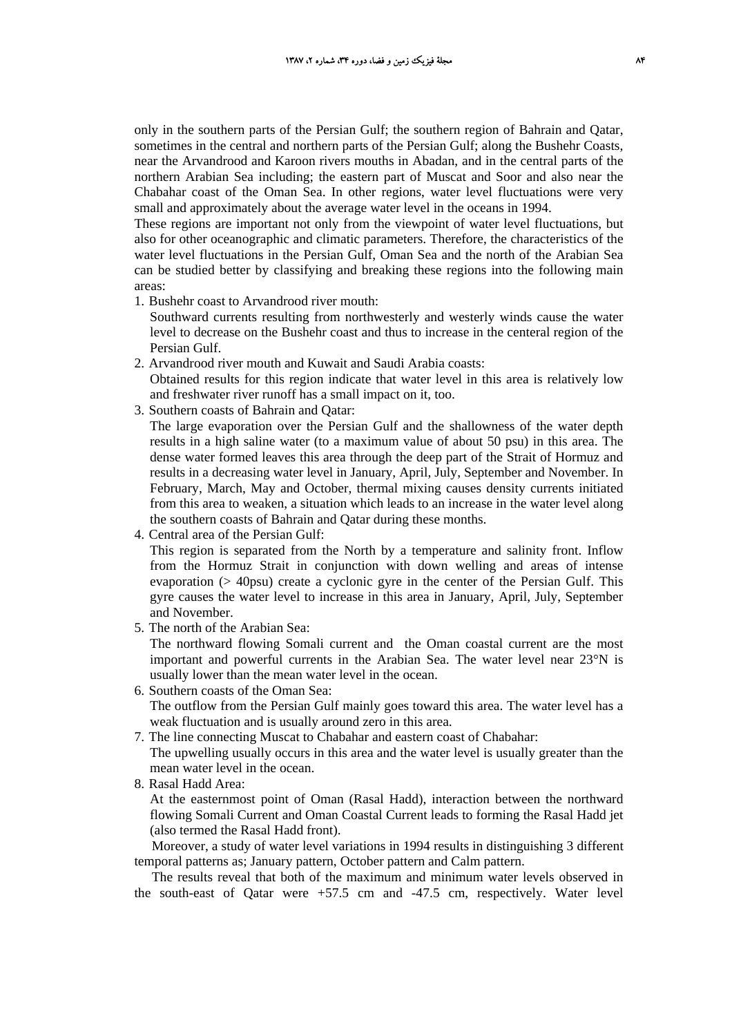only in the southern parts of the Persian Gulf; the southern region of Bahrain and Qatar, sometimes in the central and northern parts of the Persian Gulf; along the Bushehr Coasts, near the Arvandrood and Karoon rivers mouths in Abadan, and in the central parts of the northern Arabian Sea including; the eastern part of Muscat and Soor and also near the Chabahar coast of the Oman Sea. In other regions, water level fluctuations were very small and approximately about the average water level in the oceans in 1994.

These regions are important not only from the viewpoint of water level fluctuations, but also for other oceanographic and climatic parameters. Therefore, the characteristics of the water level fluctuations in the Persian Gulf, Oman Sea and the north of the Arabian Sea can be studied better by classifying and breaking these regions into the following main areas:

1. Bushehr coast to Arvandrood river mouth:
   Southward currents resulting from northwesterly and westerly winds cause the water level to decrease on the Bushehr coast and thus to increase in the centeral region of the Persian Gulf.
2. Arvandrood river mouth and Kuwait and Saudi Arabia coasts:
   Obtained results for this region indicate that water level in this area is relatively low and freshwater river runoff has a small impact on it, too.
3. Southern coasts of Bahrain and Qatar:
   The large evaporation over the Persian Gulf and the shallowness of the water depth results in a high saline water (to a maximum value of about 50 psu) in this area. The dense water formed leaves this area through the deep part of the Strait of Hormuz and results in a decreasing water level in January, April, July, September and November. In February, March, May and October, thermal mixing causes density currents initiated from this area to weaken, a situation which leads to an increase in the water level along the southern coasts of Bahrain and Qatar during these months.
4. Central area of the Persian Gulf:
   This region is separated from the North by a temperature and salinity front. Inflow from the Hormuz Strait in conjunction with down welling and areas of intense evaporation (> 40psu) create a cyclonic gyre in the center of the Persian Gulf. This gyre causes the water level to increase in this area in January, April, July, September and November.
5. The north of the Arabian Sea:
   The northward flowing Somali current and the Oman coastal current are the most important and powerful currents in the Arabian Sea. The water level near 23°N is usually lower than the mean water level in the ocean.
6. Southern coasts of the Oman Sea:
   The outflow from the Persian Gulf mainly goes toward this area. The water level has a weak fluctuation and is usually around zero in this area.
7. The line connecting Muscat to Chabahar and eastern coast of Chabahar:
   The upwelling usually occurs in this area and the water level is usually greater than the mean water level in the ocean.
8. Rasal Hadd Area:
   At the easternmost point of Oman (Rasal Hadd), interaction between the northward flowing Somali Current and Oman Coastal Current leads to forming the Rasal Hadd jet (also termed the Rasal Hadd front).

Moreover, a study of water level variations in 1994 results in distinguishing 3 different temporal patterns as; January pattern, October pattern and Calm pattern.

The results reveal that both of the maximum and minimum water levels observed in the south-east of Qatar were +57.5 cm and -47.5 cm, respectively. Water level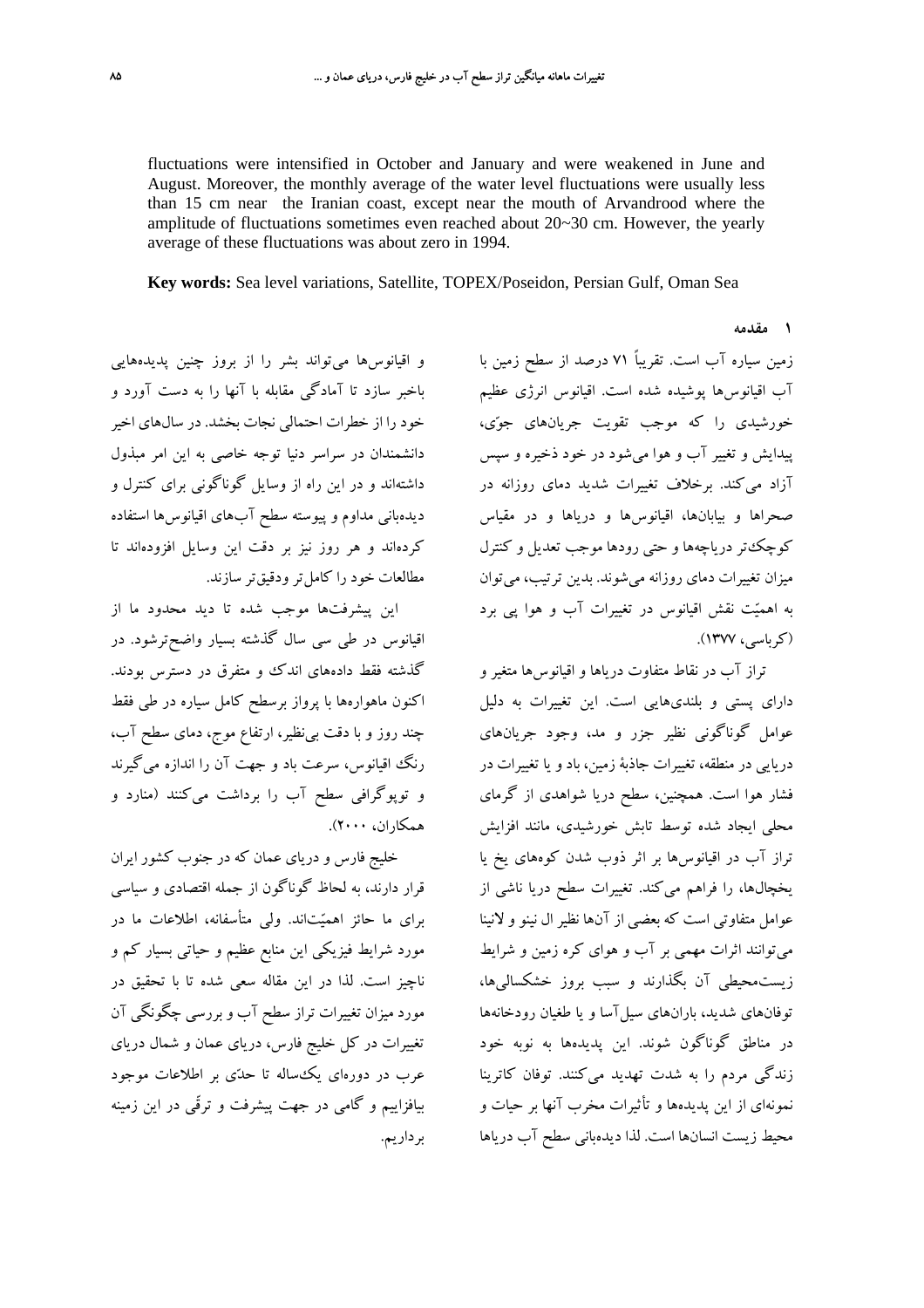fluctuations were intensified in October and January and were weakened in June and August. Moreover, the monthly average of the water level fluctuations were usually less than 15 cm near the Iranian coast, except near the mouth of Arvandrood where the amplitude of fluctuations sometimes even reached about 20~30 cm. However, the yearly average of these fluctuations was about zero in 1994.

**Key words:** Sea level variations, Satellite, TOPEX/Poseidon, Persian Gulf, Oman Sea

## ۱ مقدمه

زمین سیاره آب است. تقریباً ۷۱ درصد از سطح زمین با آب اقیانوس‌ها پوشیده شده است. اقیانوس انرژی عظیم خورشیدی را که موجب تقویت جریان‌های جوّی، پیدایش و تغییر آب و هوا می‌شود در خود ذخیره و سپس آزاد می‌کند. برخلاف تغییرات شدید دمای روزانه در صحراها و بیابان‌ها، اقیانوس‌ها و دریاها و در مقیاس کوچک‌تر دریاچه‌ها و حتی رودها موجب تعدیل و کنترل میزان تغییرات دمای روزانه می‌شوند. بدین ترتیب، می‌توان به اهمیّت نقش اقیانوس در تغییرات آب و هوا پی برد (کرباسی، ۱۳۷۷).

تراز آب در نقاط متفاوت دریاها و اقیانوس‌ها متغیر و دارای پستی و بلندی‌هایی است. این تغییرات به دلیل عوامل گوناگونی نظیر جزر و مد، وجود جریان‌های دریایی در منطقه، تغییرات جاذبهٔ زمین، باد و یا تغییرات در فشار هوا است. همچنین، سطح دریا شواهدی از گرمای محلی ایجاد شده توسط تابش خورشیدی، مانند افزایش تراز آب در اقیانوس‌ها بر اثر ذوب شدن کوه‌های یخ یا یخچال‌ها، را فراهم می‌کند. تغییرات سطح دریا ناشی از عوامل متفاوتی است که بعضی از آن‌ها نظیر ال نینو و لانینا می‌توانند اثرات مهمی بر آب و هوای کره زمین و شرایط زیست‌محیطی آن بگذارند و سبب بروز خشکسالی‌ها، توفان‌های شدید، باران‌های سیل‌آسا و یا طغیان رودخانه‌ها در مناطق گوناگون شوند. این پدیده‌ها به نوبه خود زندگی مردم را به شدت تهدید می‌کنند. توفان کاترینا نمونه‌ای از این پدیده‌ها و تأثیرات مخرب آنها بر حیات و محیط زیست انسان‌ها است. لذا دیده‌بانی سطح آب دریاها و اقیانوس‌ها می‌تواند بشر را از بروز چنین پدیده‌هایی باخبر سازد تا آمادگی مقابله با آنها را به دست آورد و خود را از خطرات احتمالی نجات بخشد. در سال‌های اخیر دانشمندان در سراسر دنیا توجه خاصی به این امر مبذول داشته‌اند و در این راه از وسایل گوناگونی برای کنترل و دیده‌بانی مداوم و پیوسته سطح آب‌های اقیانوس‌ها استفاده کرده‌اند و هر روز نیز بر دقت این وسایل افزوده‌اند تا مطالعات خود را کامل‌تر ودقیق‌تر سازند.

این پیشرفت‌ها موجب شده تا دید محدود ما از اقیانوس در طی سی سال گذشته بسیار واضح‌ترشود. در گذشته فقط داده‌های اندک و متفرق در دسترس بودند. اکنون ماهواره‌ها با پرواز برسطح کامل سیاره در طی فقط چند روز و با دقت بی‌نظیر، ارتفاع موج، دمای سطح آب، رنگ اقیانوس، سرعت باد و جهت آن را اندازه می‌گیرند و توپوگرافی سطح آب را برداشت می‌کنند (منارد و همکاران، ۲۰۰۰).

خلیج فارس و دریای عمان که در جنوب کشور ایران قرار دارند، به لحاظ گوناگون از جمله اقتصادی و سیاسی برای ما حائز اهمیّت‌اند. ولی متأسفانه، اطلاعات ما در مورد شرایط فیزیکی این منابع عظیم و حیاتی بسیار کم و ناچیز است. لذا در این مقاله سعی شده تا با تحقیق در مورد میزان تغییرات تراز سطح آب و بررسی چگونگی آن تغییرات در کل خلیج فارس، دریای عمان و شمال دریای عرب در دوره‌ای یک‌ساله تا حدّی بر اطلاعات موجود بیافزاییم و گامی در جهت پیشرفت و ترقّی در این زمینه برداریم.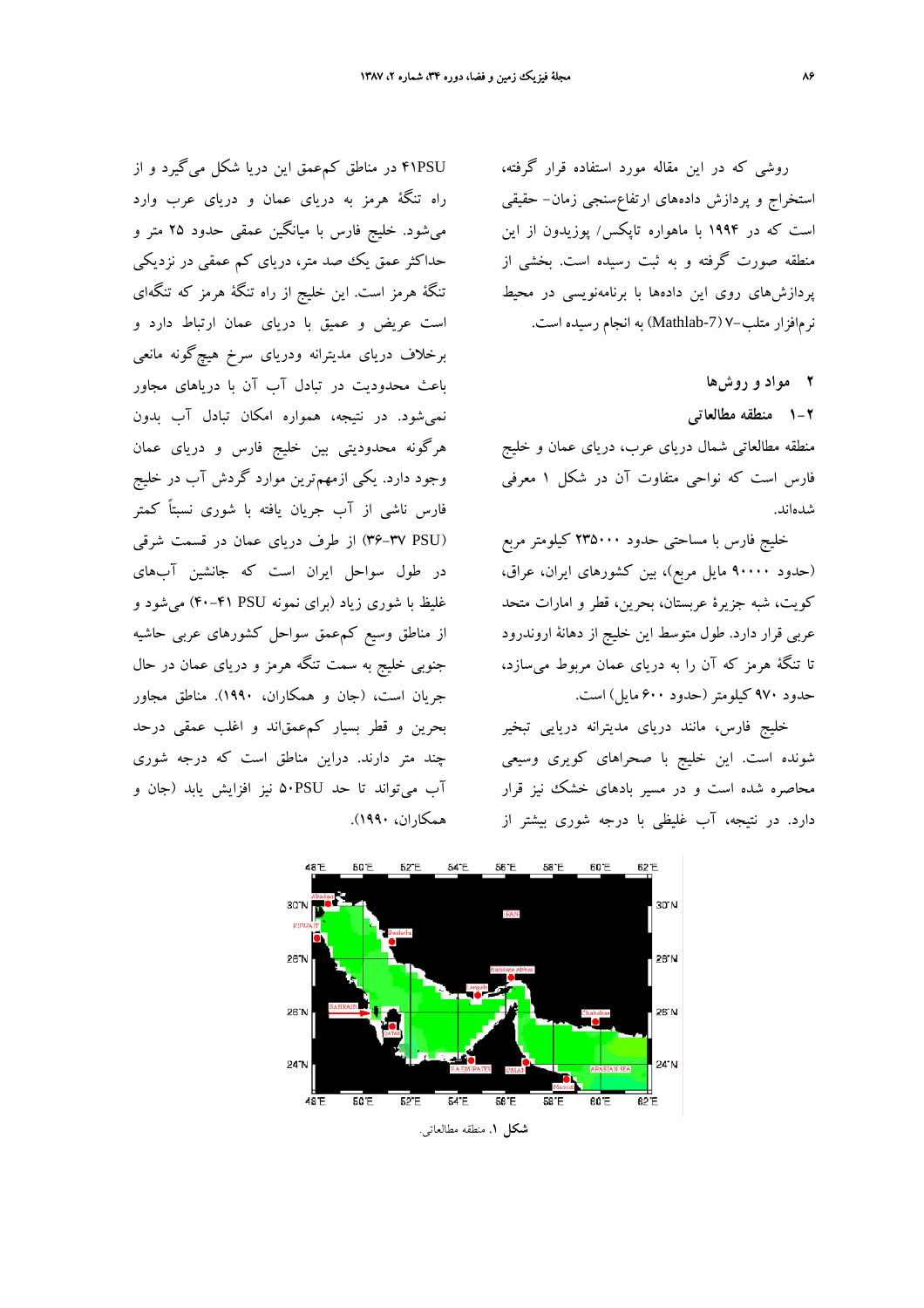روشی که در این مقاله مورد استفاده قرار گرفته، استخراج و پردازش داده‌های ارتفاع‌سنجی زمان- حقیقی است که در ۱۹۹۴ با ماهواره تاپکس/ پوزیدون از این منطقه صورت گرفته و به ثبت رسیده است. بخشی از پردازش‌های روی این داده‌ها با برنامه‌نویسی در محیط نرم‌افزار متلب-۷ (Mathlab-7) به انجام رسیده است.

## ۲ مواد و روش‌ها

### ۲-۱ منطقه مطالعاتی

منطقه مطالعاتی شمال دریای عرب، دریای عمان و خلیج فارس است که نواحی متفاوت آن در شکل ۱ معرفی شده‌اند.

خلیج فارس با مساحت حدود ۲۳۵۰۰۰ کیلومتر مربع (حدود ۹۰۰۰۰ مایل مربع)، بین کشورهای ایران، عراق، کویت، شبه جزیرهٔ عربستان، بحرین، قطر و امارات متحد عربی قرار دارد. طول متوسط این خلیج از دهانهٔ اروندرود تا تنگهٔ هرمز که آن را به دریای عمان مربوط می‌سازد، حدود ۹۷۰ کیلومتر (حدود ۶۰۰ مایل) است.

خلیج فارس، مانند دریای مدیترانه دریایی تبخیر شونده است. این خلیج با صحراهای کویری وسیعی محاصره شده است و در مسیر بادهای خشک نیز قرار دارد. در نتیجه، آب غلیظی با درجه شوری بیشتر از ۴۱PSU در مناطق کم‌عمق این دریا شکل می‌گیرد و از راه تنگهٔ هرمز به دریای عمان و دریای عرب وارد می‌شود. خلیج فارس با میانگین عمقی حدود ۲۵ متر و حداکثر عمق یک صد متر، دریای کم عمقی در نزدیکی تنگهٔ هرمز است. این خلیج از راه تنگهٔ هرمز که تنگه‌ای است عریض و عمیق با دریای عمان ارتباط دارد و برخلاف دریای مدیترانه ودریای سرخ هیچ‌گونه مانعی باعث محدودیت در تبادل آب آن با دریاهای مجاور نمی‌شود. در نتیجه، همواره امکان تبادل آب بدون هرگونه محدودیتی بین خلیج فارس و دریای عمان وجود دارد. یکی ازمهم‌ترین موارد گردش آب در خلیج فارس ناشی از آب جریان یافته با شوری نسبتاً کمتر (۳۶-۳۷ PSU) از طرف دریای عمان در قسمت شرقی در طول سواحل ایران است که جانشین آب‌های غلیظ با شوری زیاد (برای نمونه ۴۱ PSU-۴۰) می‌شود و از مناطق وسیع کم‌عمق سواحل کشورهای عربی حاشیه جنوبی خلیج به سمت تنگه هرمز و دریای عمان در حال جریان است، (جان و همکاران، ۱۹۹۰). مناطق مجاور بحرین و قطر بسیار کم‌عمق‌اند و اغلب عمقی درحد چند متر دارند. دراین مناطق است که درجه شوری آب می‌تواند تا حد ۵۰PSU نیز افزایش یابد (جان و همکاران، ۱۹۹۰).

**شکل ۱.** منطقه مطالعاتی.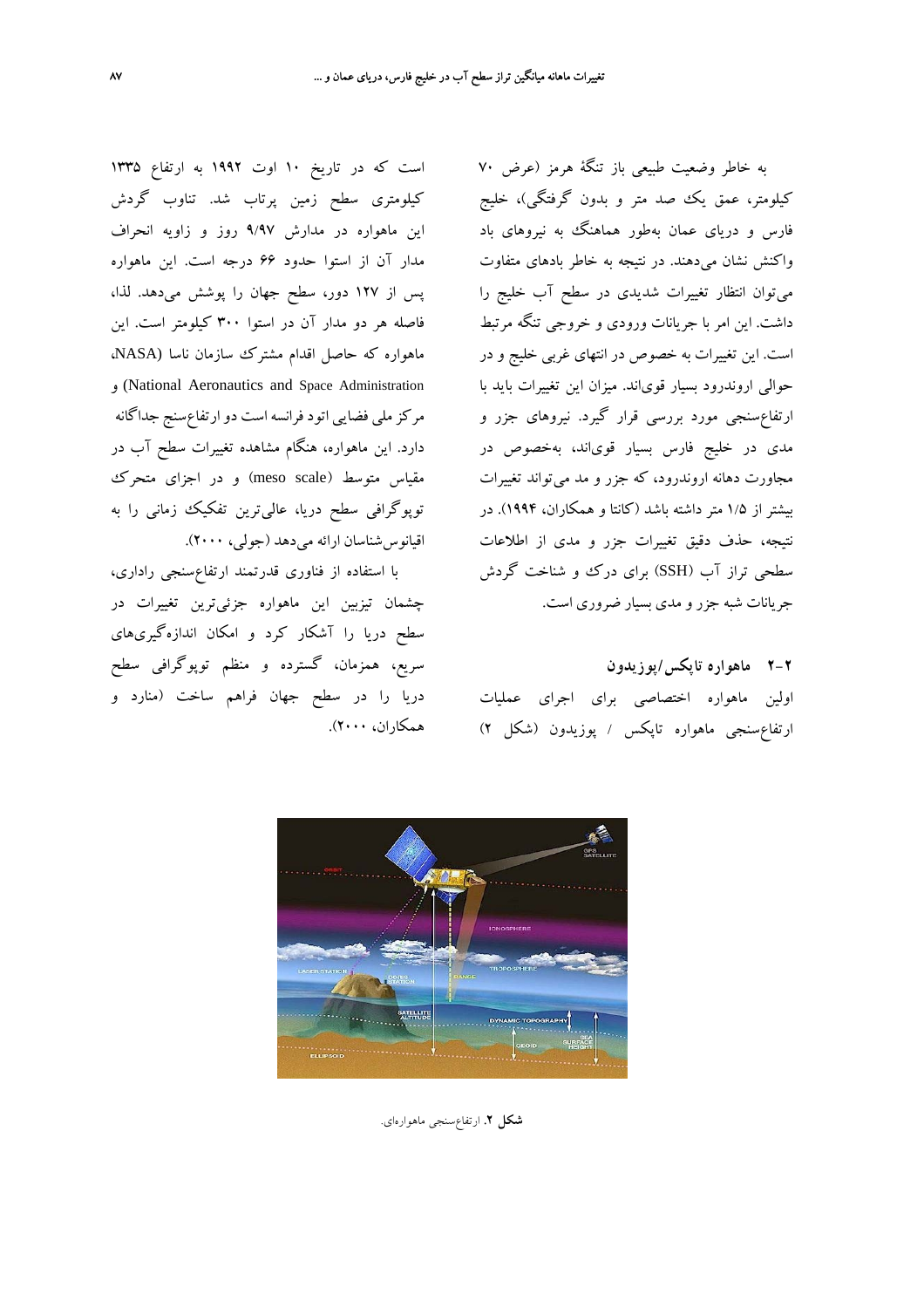به خاطر وضعیت طبیعی باز تنگهٔ هرمز (عرض ۷۰ کیلومتر، عمق یک صد متر و بدون گرفتگی)، خلیج فارس و دریای عمان به‌طور هماهنگ به نیروهای باد واکنش نشان می‌دهند. در نتیجه به خاطر بادهای متفاوت می‌توان انتظار تغییرات شدیدی در سطح آب خلیج را داشت. این امر با جریانات ورودی و خروجی تنگه مرتبط است. این تغییرات به خصوص در انتهای غربی خلیج و در حوالی اروندرود بسیار قوی‌اند. میزان این تغییرات باید با ارتفاع‌سنجی مورد بررسی قرار گیرد. نیروهای جزر و مدی در خلیج فارس بسیار قوی‌اند، به‌خصوص در مجاورت دهانه اروندرود، که جزر و مد می‌تواند تغییرات بیشتر از ۱/۵ متر داشته باشد (کانتا و همکاران، ۱۹۹۴). در نتیجه، حذف دقیق تغییرات جزر و مدی از اطلاعات سطحی تراز آب (SSH) برای درک و شناخت گردش جریانات شبه جزر و مدی بسیار ضروری است.

## ۲-۲ ماهواره تاپکس/پوزیدون

اولین ماهواره اختصاصی برای اجرای عملیات ارتفاع‌سنجی ماهواره تاپکس / پوزیدون (شکل ۲) است که در تاریخ ۱۰ اوت ۱۹۹۲ به ارتفاع ۱۳۳۵ کیلومتری سطح زمین پرتاب شد. تناوب گردش این ماهواره در مدارش ۹/۹۷ روز و زاویه انحراف مدار آن از استوا حدود ۶۶ درجه است. این ماهواره پس از ۱۲۷ دور، سطح جهان را پوشش می‌دهد. لذا، فاصله هر دو مدار آن در استوا ۳۰۰ کیلومتر است. این ماهواره که حاصل اقدام مشترک سازمان ناسا (NASA، National Aeronautics and Space Administration) و مرکز ملی فضایی اتود فرانسه است دو ارتفاع‌سنج جداگانه دارد. این ماهواره، هنگام مشاهده تغییرات سطح آب در مقیاس متوسط (meso scale) و در اجزای متحرک توپوگرافی سطح دریا، عالی‌ترین تفکیک زمانی را به اقیانوس‌شناسان ارائه می‌دهد (جولی، ۲۰۰۰).

با استفاده از فناوری قدرتمند ارتفاع‌سنجی راداری، چشمان تیزبین این ماهواره جزئی‌ترین تغییرات در سطح دریا را آشکار کرد و امکان اندازه‌گیری‌های سریع، همزمان، گسترده و منظم توپوگرافی سطح دریا را در سطح جهان فراهم ساخت (منارد و همکاران، ۲۰۰۰).

**شکل ۲.** ارتفاع‌سنجی ماهواره‌ای.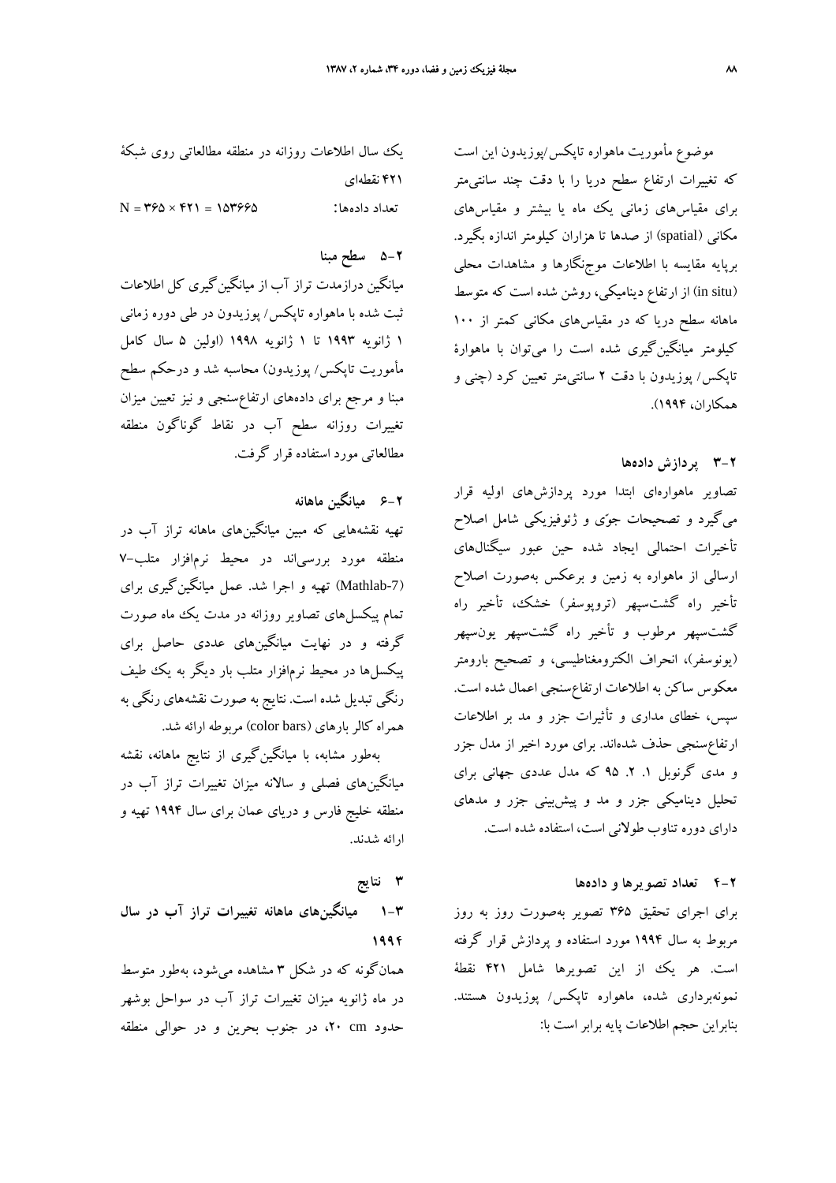موضوع مأموریت ماهواره تاپکس/پوزیدون این است که تغییرات ارتفاع سطح دریا را با دقت چند سانتی‌متر برای مقیاس‌های زمانی یک ماه یا بیشتر و مقیاس‌های مکانی (spatial) از صدها تا هزاران کیلومتر اندازه بگیرد. برپایه مقایسه با اطلاعات موج‌نگارها و مشاهدات محلی (in situ) از ارتفاع دینامیکی، روشن شده است که متوسط ماهانه سطح دریا که در مقیاس‌های مکانی کمتر از ۱۰۰ کیلومتر میانگین‌گیری شده است را می‌توان با ماهوارهٔ تاپکس/ پوزیدون با دقت ۲ سانتی‌متر تعیین کرد (چنی و همکاران، ۱۹۹۴).

### ۲-۳ پردازش داده‌ها

تصاویر ماهواره‌ای ابتدا مورد پردازش‌های اولیه قرار می‌گیرد و تصحیحات جوّی و ژئوفیزیکی شامل اصلاح تأخیرات احتمالی ایجاد شده حین عبور سیگنال‌های ارسالی از ماهواره به زمین و برعکس به‌صورت اصلاح تأخیر راه گشت‌سپهر (تروپوسفر) خشک، تأخیر راه گشت‌سپهر مرطوب و تأخیر راه گشت‌سپهر یون‌سپهر (یونوسفر)، انحراف الکترومغناطیسی، و تصحیح بارومتر معکوس ساکن به اطلاعات ارتفاع‌سنجی اعمال شده است. سپس، خطای مداری و تأثیرات جزر و مد بر اطلاعات ارتفاع‌سنجی حذف شده‌اند. برای مورد اخیر از مدل جزر و مدی گرنوبل ۱. ۲. ۹۵ که مدل عددی جهانی برای تحلیل دینامیکی جزر و مد و پیش‌بینی جزر و مدهای دارای دوره تناوب طولانی است، استفاده شده است.

### ۲-۴ تعداد تصویرها و داده‌ها

برای اجرای تحقیق ۳۶۵ تصویر به‌صورت روز به روز مربوط به سال ۱۹۹۴ مورد استفاده و پردازش قرار گرفته است. هر یک از این تصویرها شامل ۴۲۱ نقطهٔ نمونه‌برداری شده، ماهواره تاپکس/ پوزیدون هستند. بنابراین حجم اطلاعات پایه برابر است با:

یک سال اطلاعات روزانه در منطقه مطالعاتی روی شبکهٔ ۴۲۱ نقطه‌ای

تعداد داده‌ها: $N = ۳۶۵ \times ۴۲۱ = ۱۵۳۶۶۵$

### ۲-۵ سطح مبنا

میانگین درازمدت تراز آب از میانگین‌گیری کل اطلاعات ثبت شده با ماهواره تاپکس/ پوزیدون در طی دوره زمانی ۱ ژانویه ۱۹۹۳ تا ۱ ژانویه ۱۹۹۸ (اولین ۵ سال کامل مأموریت تاپکس/ پوزیدون) محاسبه شد و درحکم سطح مبنا و مرجع برای داده‌های ارتفاع‌سنجی و نیز تعیین میزان تغییرات روزانه سطح آب در نقاط گوناگون منطقه مطالعاتی مورد استفاده قرار گرفت.

### ۲-۶ میانگین ماهانه

تهیه نقشه‌هایی که مبین میانگین‌های ماهانه تراز آب در منطقه مورد بررسی‌اند در محیط نرم‌افزار متلب-۷ (Mathlab-7) تهیه و اجرا شد. عمل میانگین‌گیری برای تمام پیکسل‌های تصاویر روزانه در مدت یک ماه صورت گرفته و در نهایت میانگین‌های عددی حاصل برای پیکسل‌ها در محیط نرم‌افزار متلب بار دیگر به یک طیف رنگی تبدیل شده است. نتایج به صورت نقشه‌های رنگی به همراه کالر بارهای (color bars) مربوطه ارائه شد.

به‌طور مشابه، با میانگین‌گیری از نتایج ماهانه، نقشه میانگین‌های فصلی و سالانه میزان تغییرات تراز آب در منطقه خلیج فارس و دریای عمان برای سال ۱۹۹۴ تهیه و ارائه شدند.

## ۳ نتایج

### ۳-۱ میانگین‌های ماهانه تغییرات تراز آب در سال ۱۹۹۴

همان‌گونه که در شکل ۳ مشاهده می‌شود، به‌طور متوسط در ماه ژانویه میزان تغییرات تراز آب در سواحل بوشهر حدود ۲۰ cm، در جنوب بحرین و در حوالی منطقه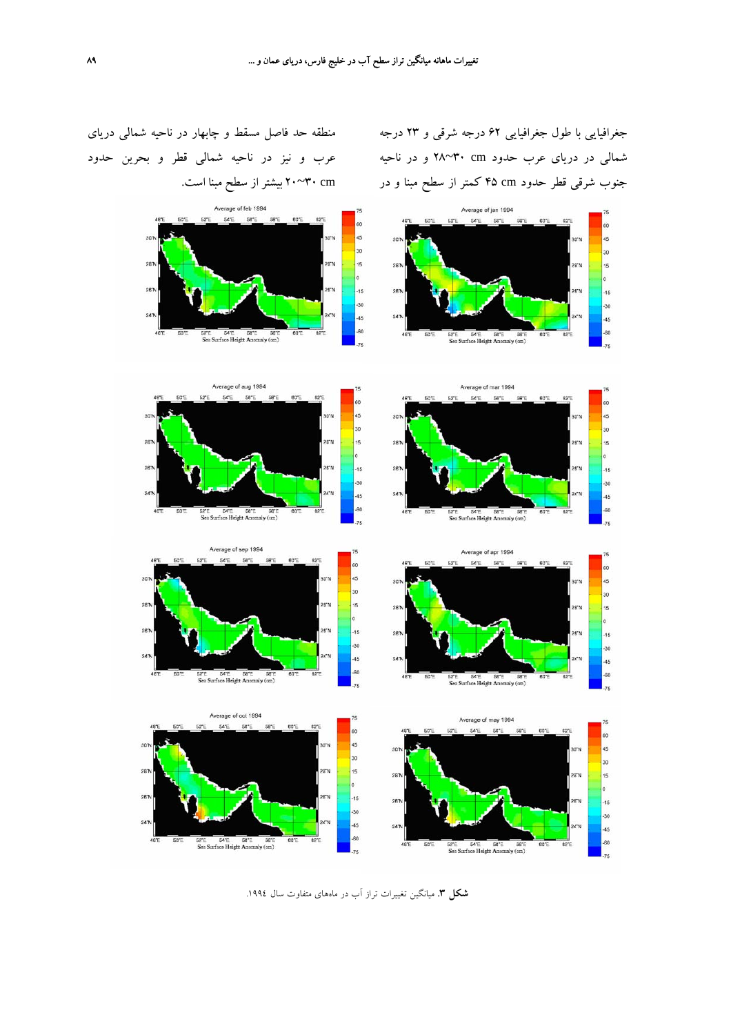جغرافیایی با طول جغرافیایی ۶۲ درجه شرقی و ۲۳ درجه شمالی در دریای عرب حدود cm ۳۰~۲۸ و در ناحیه جنوب شرقی قطر حدود cm ۴۵ کمتر از سطح مبنا و در منطقه حد فاصل مسقط و چابهار در ناحیه شمالی دریای عرب و نیز در ناحیه شمالی قطر و بحرین حدود cm ۳۰~۲۰ بیشتر از سطح مبنا است.

**شکل ۳.** میانگین تغییرات تراز آب در ماه‌های متفاوت سال ۱۹۹٤.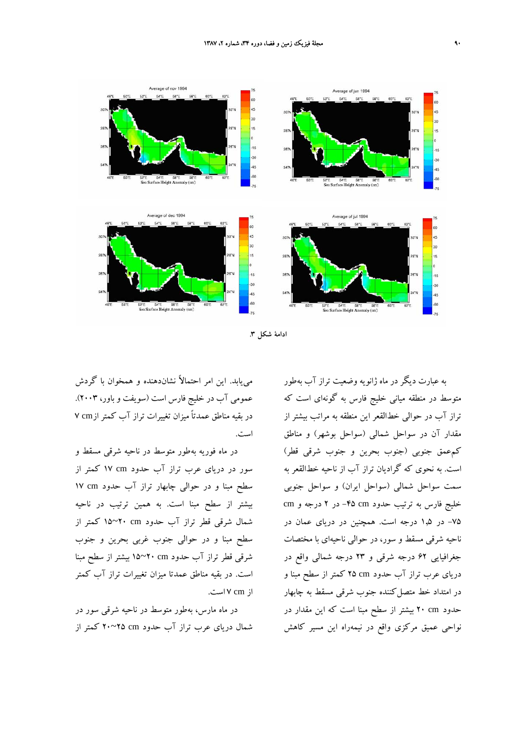ادامهٔ شکل ۳.

به عبارت دیگر در ماه ژانویه وضعیت تراز آب به‌طور متوسط در منطقه میانی خلیج فارس به گونه‌ای است که تراز آب در حوالی خط‌القعر این منطقه به مراتب بیشتر از مقدار آن در سواحل شمالی (سواحل بوشهر) و مناطق کم‌عمق جنوبی (جنوب بحرین و جنوب شرقی قطر) است. به نحوی که گرادیان تراز آب از ناحیه خط‌القعر به سمت سواحل شمالی (سواحل ایران) و سواحل جنوبی خلیج فارس به ترتیب حدود ۴۵ cm– در ۲ درجه و cm ۷۵– در ۱٫۵ درجه است. همچنین در دریای عمان در ناحیه شرقی مسقط و سور، در حوالی ناحیه‌ای با مختصات جغرافیایی ۶۲ درجه شرقی و ۲۳ درجه شمالی واقع در دریای عرب تراز آب حدود ۲۵ cm کمتر از سطح مبنا و در امتداد خط متصل‌کننده جنوب شرقی مسقط به چابهار حدود ۲۰ cm بیشتر از سطح مبنا است که این مقدار در نواحی عمیق مرکزی واقع در نیمه‌راه این مسیر کاهش می‌یابد. این امر احتمالاً نشان‌دهنده و همخوان با گردش عمومی آب در خلیج فارس است (سویفت و باور، ۲۰۰۳). در بقیه مناطق عمدتاً میزان تغییرات تراز آب کمتر از۷ cm است.

در ماه فوریه به‌طور متوسط در ناحیه شرقی مسقط و سور در دریای عرب تراز آب حدود ۱۷ cm کمتر از سطح مبنا و در حوالی چابهار تراز آب حدود ۱۷ cm بیشتر از سطح مبنا است. به همین ترتیب در ناحیه شمال شرقی قطر تراز آب حدود ۲۰~۱۵ cm کمتر از سطح مبنا و در حوالی جنوب غربی بحرین و جنوب شرقی قطر تراز آب حدود ۲۰~۱۵ cm بیشتر از سطح مبنا است. در بقیه مناطق عمدتا میزان تغییرات تراز آب کمتر از ۷ cm است.

در ماه مارس، به‌طور متوسط در ناحیه شرقی سور در شمال دریای عرب تراز آب حدود ۲۵~۲۰ cm کمتر از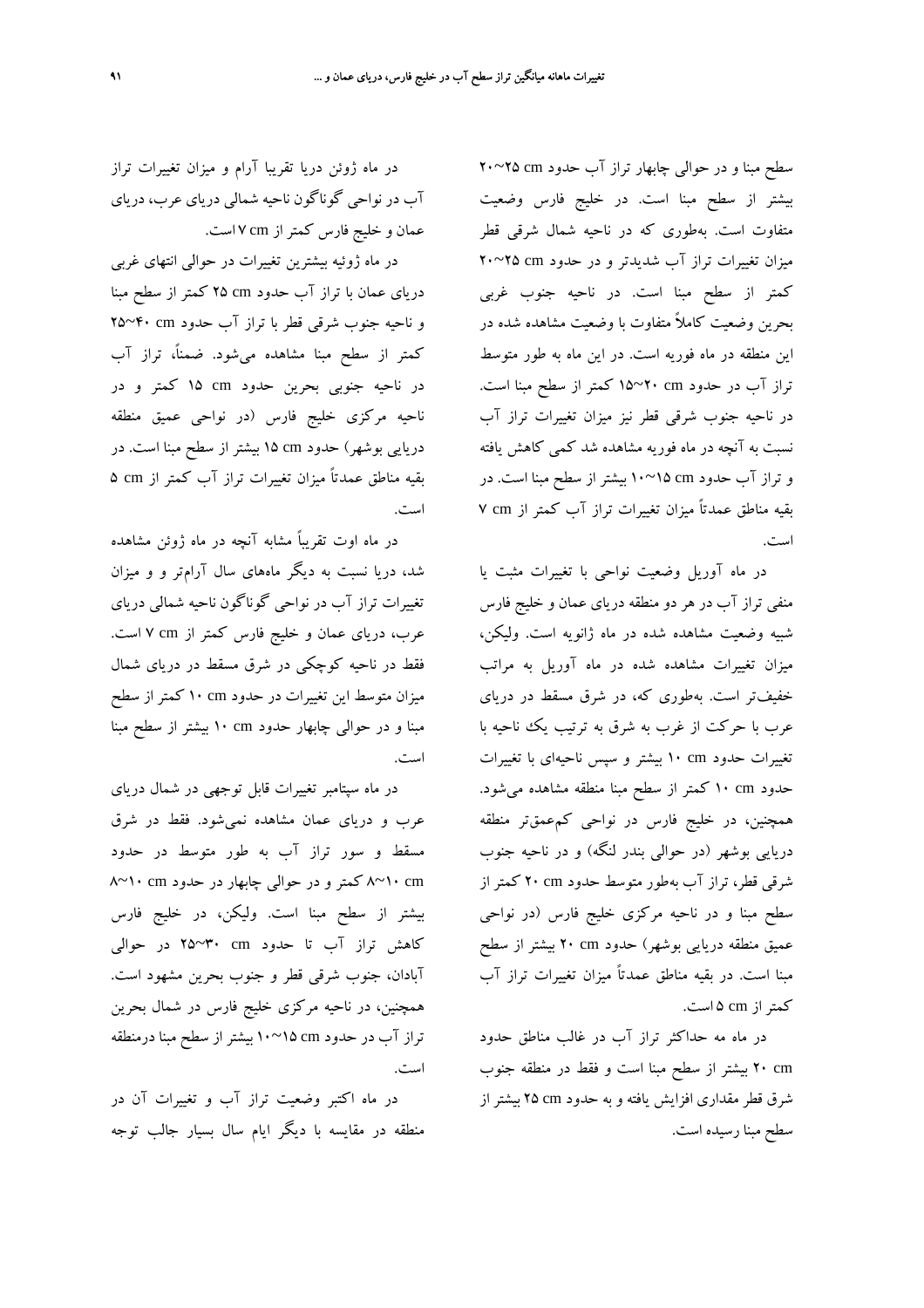سطح مبنا و در حوالی چابهار تراز آب حدود ۲۵~۲۰ cm بیشتر از سطح مبنا است. در خلیج فارس وضعیت متفاوت است. به‌طوری که در ناحیه شمال شرقی قطر میزان تغییرات تراز آب شدیدتر و در حدود ۲۵~۲۰ cm کمتر از سطح مبنا است. در ناحیه جنوب غربی بحرین وضعیت کاملاً متفاوت با وضعیت مشاهده شده در این منطقه در ماه فوریه است. در این ماه به طور متوسط تراز آب در حدود ۲۰~۱۵ cm کمتر از سطح مبنا است. در ناحیه جنوب شرقی قطر نیز میزان تغییرات تراز آب نسبت به آنچه در ماه فوریه مشاهده شد کمی کاهش یافته و تراز آب حدود ۱۵~۱۰ cm بیشتر از سطح مبنا است. در بقیه مناطق عمدتاً میزان تغییرات تراز آب کمتر از ۷ cm است.

در ماه آوریل وضعیت نواحی با تغییرات مثبت یا منفی تراز آب در هر دو منطقه دریای عمان و خلیج فارس شبیه وضعیت مشاهده شده در ماه ژانویه است. ولیکن، میزان تغییرات مشاهده شده در ماه آوریل به مراتب خفیف‌تر است. به‌طوری که، در شرق مسقط در دریای عرب با حرکت از غرب به شرق به ترتیب یک ناحیه با تغییرات حدود ۱۰ cm بیشتر و سپس ناحیه‌ای با تغییرات حدود ۱۰ cm کمتر از سطح مبنا منطقه مشاهده می‌شود. همچنین، در خلیج فارس در نواحی کم‌عمق‌تر منطقه دریایی بوشهر (در حوالی بندر لنگه) و در ناحیه جنوب شرقی قطر، تراز آب به‌طور متوسط حدود ۲۰ cm کمتر از سطح مبنا و در ناحیه مرکزی خلیج فارس (در نواحی عمیق منطقه دریایی بوشهر) حدود ۲۰ cm بیشتر از سطح مبنا است. در بقیه مناطق عمدتاً میزان تغییرات تراز آب کمتر از ۵ cm است.

در ماه مه حداکثر تراز آب در غالب مناطق حدود ۲۰ cm بیشتر از سطح مبنا است و فقط در منطقه جنوب شرق قطر مقداری افزایش یافته و به حدود ۲۵ cm بیشتر از سطح مبنا رسیده است.

در ماه ژوئن دریا تقریبا آرام و میزان تغییرات تراز آب در نواحی گوناگون ناحیه شمالی دریای عرب، دریای عمان و خلیج فارس کمتر از ۷ cm است.

در ماه ژوئیه بیشترین تغییرات در حوالی انتهای غربی دریای عمان با تراز آب حدود ۲۵ cm کمتر از سطح مبنا و ناحیه جنوب شرقی قطر با تراز آب حدود ۴۰~۲۵ cm کمتر از سطح مبنا مشاهده می‌شود. ضمناً، تراز آب در ناحیه جنوبی بحرین حدود ۱۵ cm کمتر و در ناحیه مرکزی خلیج فارس (در نواحی عمیق منطقه دریایی بوشهر) حدود ۱۵ cm بیشتر از سطح مبنا است. در بقیه مناطق عمدتاً میزان تغییرات تراز آب کمتر از ۵ cm است.

در ماه اوت تقریباً مشابه آنچه در ماه ژوئن مشاهده شد، دریا نسبت به دیگر ماه‌های سال آرام‌تر و و میزان تغییرات تراز آب در نواحی گوناگون ناحیه شمالی دریای عرب، دریای عمان و خلیج فارس کمتر از ۷ cm است. فقط در ناحیه کوچکی در شرق مسقط در دریای شمال میزان متوسط این تغییرات در حدود ۱۰ cm کمتر از سطح مبنا و در حوالی چابهار حدود ۱۰ cm بیشتر از سطح مبنا است.

در ماه سپتامبر تغییرات قابل توجهی در شمال دریای عرب و دریای عمان مشاهده نمی‌شود. فقط در شرق مسقط و سور تراز آب به طور متوسط در حدود ۱۰~۸ cm کمتر و در حوالی چابهار در حدود ۱۰~۸ cm بیشتر از سطح مبنا است. ولیکن، در خلیج فارس کاهش تراز آب تا حدود ۳۰~۲۵ cm در حوالی آبادان، جنوب شرقی قطر و جنوب بحرین مشهود است. همچنین، در ناحیه مرکزی خلیج فارس در شمال بحرین تراز آب در حدود ۱۵~۱۰ cm بیشتر از سطح مبنا درمنطقه است.

در ماه اکتبر وضعیت تراز آب و تغییرات آن در منطقه در مقایسه با دیگر ایام سال بسیار جالب توجه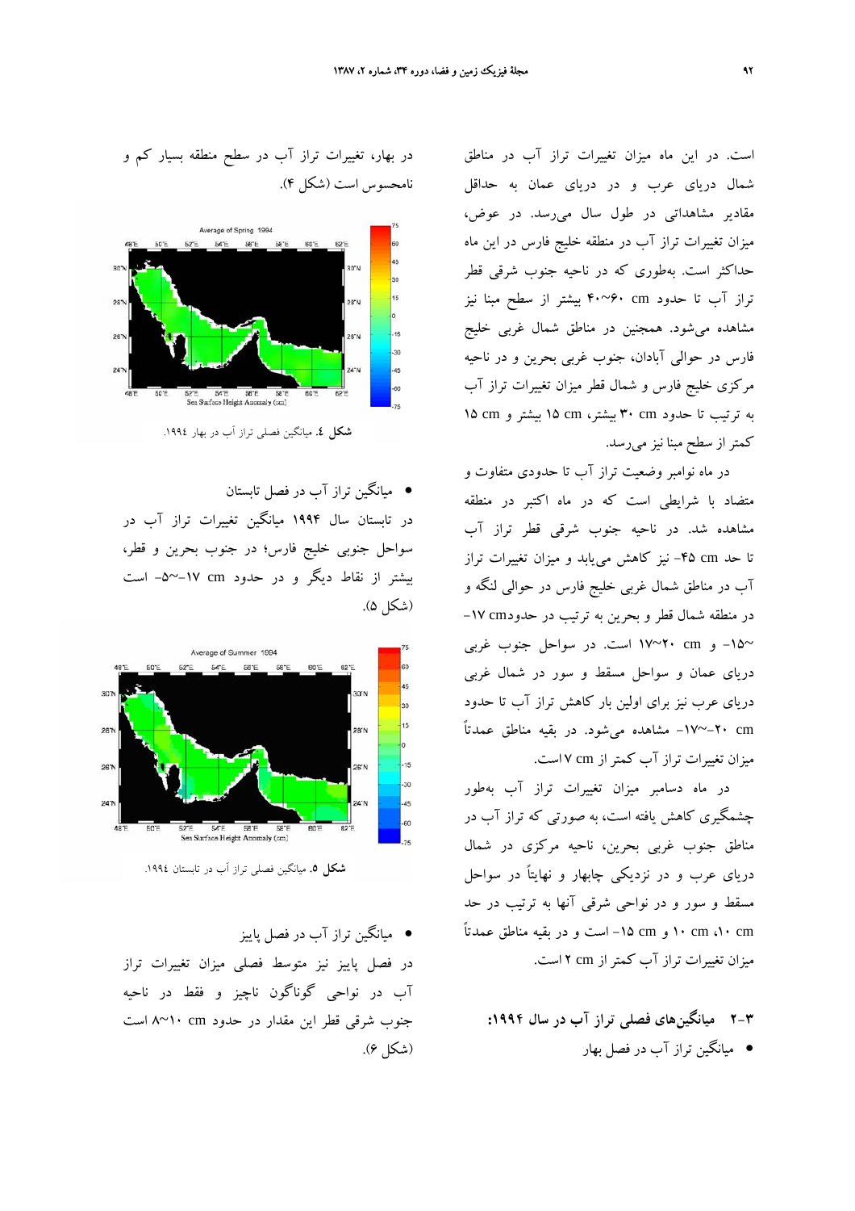است. در این ماه میزان تغییرات تراز آب در مناطق شمال دریای عرب و در دریای عمان به حداقل مقادیر مشاهداتی در طول سال می‌رسد. در عوض، میزان تغییرات تراز آب در منطقه خلیج فارس در این ماه حداکثر است. به‌طوری که در ناحیه جنوب شرقی قطر تراز آب تا حدود ۴۰~۶۰ cm بیشتر از سطح مبنا نیز مشاهده می‌شود. همچنین در مناطق شمال غربی خلیج فارس در حوالی آبادان، جنوب غربی بحرین و در ناحیه مرکزی خلیج فارس و شمال قطر میزان تغییرات تراز آب به ترتیب تا حدود ۳۰ cm بیشتر، ۱۵ cm بیشتر و ۱۵ cm کمتر از سطح مبنا نیز می‌رسد.

در ماه نوامبر وضعیت تراز آب تا حدودی متفاوت و متضاد با شرایطی است که در ماه اکتبر در منطقه مشاهده شد. در ناحیه جنوب شرقی قطر تراز آب تا حد ۴۵- cm نیز کاهش می‌یابد و میزان تغییرات تراز آب در مناطق شمال غربی خلیج فارس در حوالی لنگه و در منطقه شمال قطر و بحرین به ترتیب در حدود ۱۷- cm ~۱۵- و ۲۰~۱۷ cm است. در سواحل جنوب غربی دریای عمان و سواحل مسقط و سور در شمال غربی دریای عرب نیز برای اولین بار کاهش تراز آب تا حدود ۲۰- ~۱۷- cm مشاهده می‌شود. در بقیه مناطق عمدتاً میزان تغییرات تراز کمتر از ۷ cm است.

در ماه دسامبر میزان تغییرات تراز آب به‌طور چشمگیری کاهش یافته است، به صورتی که تراز آب در مناطق جنوب غربی بحرین، ناحیه مرکزی در شمال دریای عرب و در نزدیکی چابهار و نهایتاً در سواحل مسقط و سور و در نواحی شرقی آنها به ترتیب در حد ۱۰ cm، ۱۰ cm و ۱۵- cm است و در بقیه مناطق عمدتاً میزان تغییرات تراز آب کمتر از ۲ cm است.

## ۳-۲ میانگین‌های فصلی تراز آب در سال ۱۹۹۴:

- میانگین تراز آب در فصل بهار

در بهار، تغییرات تراز آب در سطح منطقه بسیار کم و نامحسوس است (شکل ۴).

**شکل ٤.** میانگین فصلی تراز آب در بهار ۱۹۹٤.

- میانگین تراز آب در فصل تابستان

در تابستان سال ۱۹۹۴ میانگین تغییرات تراز آب در سواحل جنوبی خلیج فارس؛ در جنوب بحرین و قطر، بیشتر از نقاط دیگر و در حدود ۱۷- ~۵- cm است (شکل ۵).

**شکل ۵.** میانگین فصلی تراز آب در تابستان ۱۹۹٤.

- میانگین تراز آب در فصل پاییز

در فصل پاییز نیز متوسط فصلی میزان تغییرات تراز آب در نواحی گوناگون ناچیز و فقط در ناحیه جنوب شرقی قطر این مقدار در حدود ۸~۱۰ cm است (شکل ۶).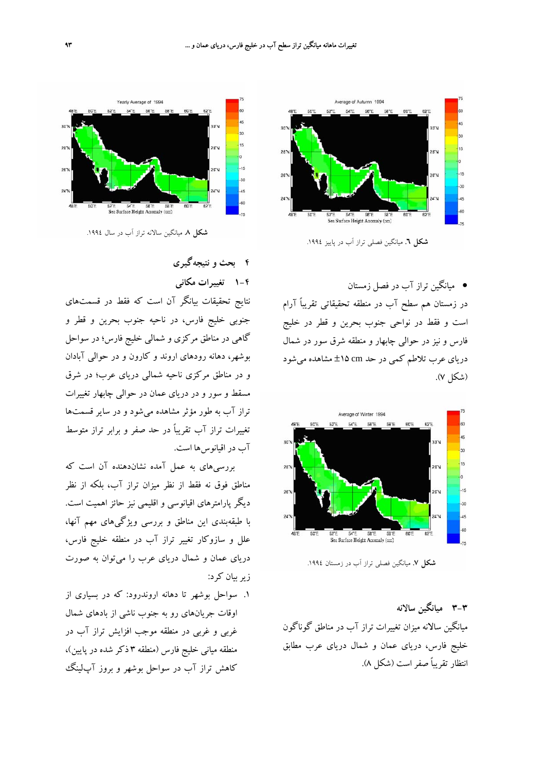شکل ٦. میانگین فصلی تراز آب در پاییز ١٩٩٤.

- میانگین تراز آب در فصل زمستان

در زمستان هم سطح آب در منطقه تحقیقاتی تقریباً آرام است و فقط در نواحی جنوب بحرین و قطر در خلیج فارس و نیز در حوالی چابهار و منطقه شرق سور در شمال دریای عرب تلاطم کمی در حد $\pm 15$ cm مشاهده می‌شود (شکل ۷).

شکل ۷. میانگین فصلی تراز آب در زمستان ١٩٩٤.

### ۳-۳ میانگین سالانه

میانگین سالانه میزان تغییرات تراز آب در مناطق گوناگون خلیج فارس، دریای عمان و شمال دریای عرب مطابق انتظار تقریباً صفر است (شکل ۸).

شکل ۸. میانگین سالانه تراز آب در سال ١٩٩٤.

## ۴ بحث و نتیجه‌گیری

### ۴-۱ تغییرات مکانی

نتایج تحقیقات بیانگر آن است که فقط در قسمت‌های جنوبی خلیج فارس، در ناحیه جنوب بحرین و قطر و گاهی در مناطق مرکزی و شمالی خلیج فارس؛ در سواحل بوشهر، دهانه رودهای اروند و کارون و در حوالی آبادان و در مناطق مرکزی ناحیه شمالی دریای عرب؛ در شرق مسقط و سور و در دریای عمان در حوالی چابهار تغییرات تراز آب به طور مؤثر مشاهده می‌شود و در سایر قسمت‌ها تغییرات تراز آب تقریباً در حد صفر و برابر تراز متوسط آب در اقیانوس‌ها است.

بررسی‌های به عمل آمده نشان‌دهنده آن است که مناطق فوق نه فقط از نظر میزان تراز آب، بلکه از نظر دیگر پارامترهای اقیانوسی و اقلیمی نیز حائز اهمیت است. با طبقه‌بندی این مناطق و بررسی ویژگی‌های مهم آنها، علل و سازوکار تغییر تراز آب در منطقه خلیج فارس، دریای عمان و شمال دریای عرب را می‌توان به صورت زیر بیان کرد:

۱. سواحل بوشهر تا دهانه اروندرود: که در بسیاری از اوقات جریان‌های رو به جنوب ناشی از بادهای شمال غربی و غربی در منطقه موجب افزایش تراز آب در منطقه میانی خلیج فارس (منطقه ۳ ذکر شده در پایین)، کاهش تراز آب در سواحل بوشهر و بروز آپ‌لینگ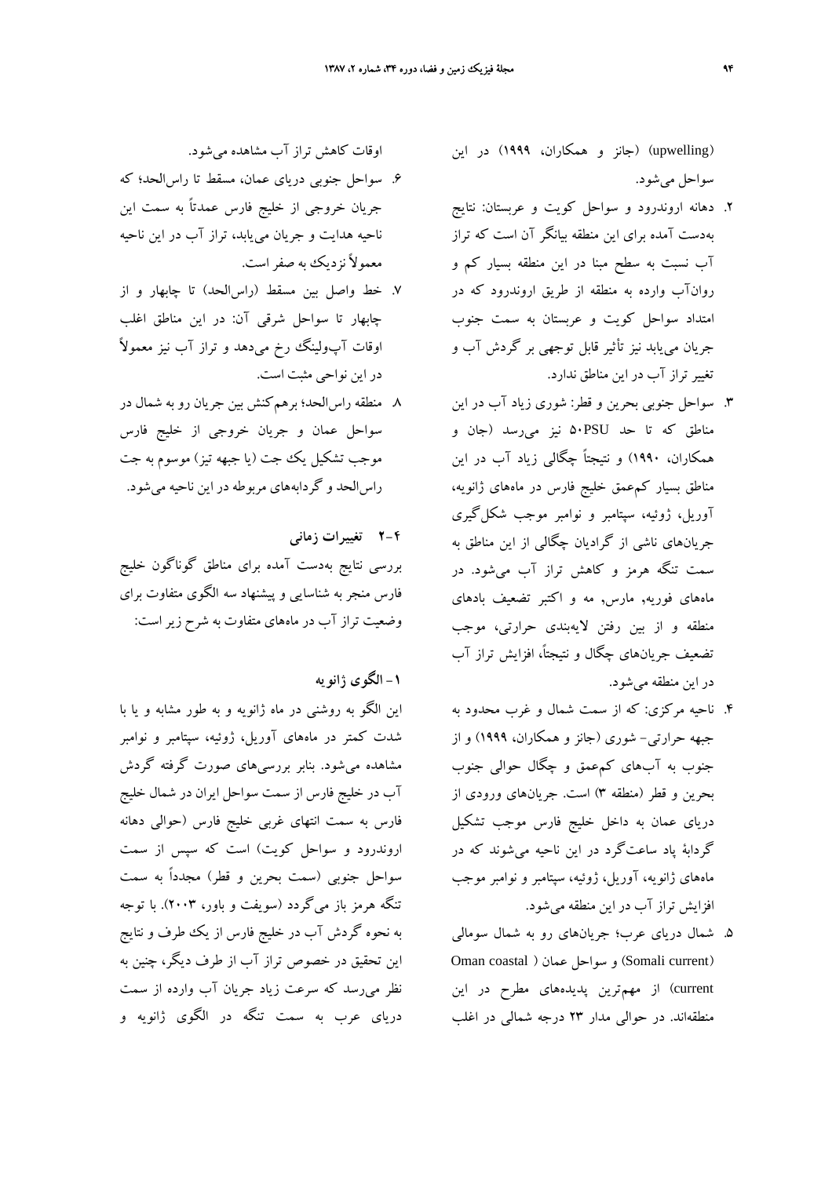(upwelling) (جانز و همکاران، ۱۹۹۹) در این سواحل می‌شود.

۲. دهانه اروندرود و سواحل کویت و عربستان: نتایج به‌دست آمده برای این منطقه بیانگر آن است که تراز آب نسبت به سطح مبنا در این منطقه بسیار کم و روان‌آب وارده به منطقه از طریق اروندرود که در امتداد سواحل کویت و عربستان به سمت جنوب جریان می‌یابد نیز تأثیر قابل توجهی بر گردش آب و تغییر تراز آب در این مناطق ندارد.

۳. سواحل جنوبی بحرین و قطر: شوری زیاد آب در این مناطق که تا حد ۵۰PSU نیز می‌رسد (جان و همکاران، ۱۹۹۰) و نتیجتاً چگالی زیاد آب در این مناطق بسیار کم‌عمق خلیج فارس در ماه‌های ژانویه، آوریل، ژوئیه، سپتامبر و نوامبر موجب شکل‌گیری جریان‌های ناشی از گرادیان چگالی از این مناطق به سمت تنگه هرمز و کاهش تراز آب می‌شود. در ماه‌های فوریه، مارس، مه و اکتبر تضعیف بادهای منطقه و از بین رفتن لایه‌بندی حرارتی، موجب تضعیف جریان‌های چگال و نتیجتاً، افزایش تراز آب در این منطقه می‌شود.

۴. ناحیه مرکزی: که از سمت شمال و غرب محدود به جبهه حرارتی- شوری (جانز و همکاران، ۱۹۹۹) و از جنوب به آب‌های کم‌عمق و چگال حوالی جنوب بحرین و قطر (منطقه ۳) است. جریان‌های ورودی از دریای عمان به داخل خلیج فارس موجب تشکیل گردابهٔ پاد ساعت‌گرد در این ناحیه می‌شوند که در ماه‌های ژانویه، آوریل، ژوئیه، سپتامبر و نوامبر موجب افزایش تراز آب در این منطقه می‌شود.

۵. شمال دریای عرب؛ جریان‌های رو به شمال سومالی (Somali current) و سواحل عمان (Oman coastal current) از مهم‌ترین پدیده‌های مطرح در این منطقه‌اند. در حوالی مدار ۲۳ درجه شمالی در اغلب اوقات کاهش تراز آب مشاهده می‌شود.

۶. سواحل جنوبی دریای عمان، مسقط تا راس‌الحد؛ که جریان خروجی از خلیج فارس عمدتاً به سمت این ناحیه هدایت و جریان می‌یابد، تراز آب در این ناحیه معمولاً نزدیک به صفر است.

۷. خط واصل بین مسقط (راس‌الحد) تا چابهار و از چابهار تا سواحل شرقی آن: در این مناطق اغلب اوقات آپ‌ولینگ رخ می‌دهد و تراز آب نیز معمولاً در این نواحی مثبت است.

۸. منطقه راس‌الحد؛ برهم‌کنش بین جریان رو به شمال در سواحل عمان و جریان خروجی از خلیج فارس موجب تشکیل یک جت (یا جبهه تیز) موسوم به جت راس‌الحد و گردابه‌های مربوطه در این ناحیه می‌شود.

### ۴-۲ تغییرات زمانی

بررسی نتایج به‌دست آمده برای مناطق گوناگون خلیج فارس منجر به شناسایی و پیشنهاد سه الگوی متفاوت برای وضعیت تراز آب در ماه‌های متفاوت به شرح زیر است:

#### ۱- الگوی ژانویه

این الگو به روشنی در ماه ژانویه و به طور مشابه و یا با شدت کمتر در ماه‌های آوریل، ژوئیه، سپتامبر و نوامبر مشاهده می‌شود. بنابر بررسی‌های صورت گرفته گردش آب در خلیج فارس از سمت سواحل ایران در شمال خلیج فارس به سمت انتهای غربی خلیج فارس (حوالی دهانه اروندرود و سواحل کویت) است که سپس از سمت سواحل جنوبی (سمت بحرین و قطر) مجدداً به سمت تنگه هرمز باز می‌گردد (سویفت و باور، ۲۰۰۳). با توجه به نحوه گردش آب در خلیج فارس از یک طرف و نتایج این تحقیق در خصوص تراز آب از طرف دیگر، چنین به نظر می‌رسد که سرعت زیاد جریان آب وارده از سمت دریای عرب به سمت تنگه در الگوی ژانویه و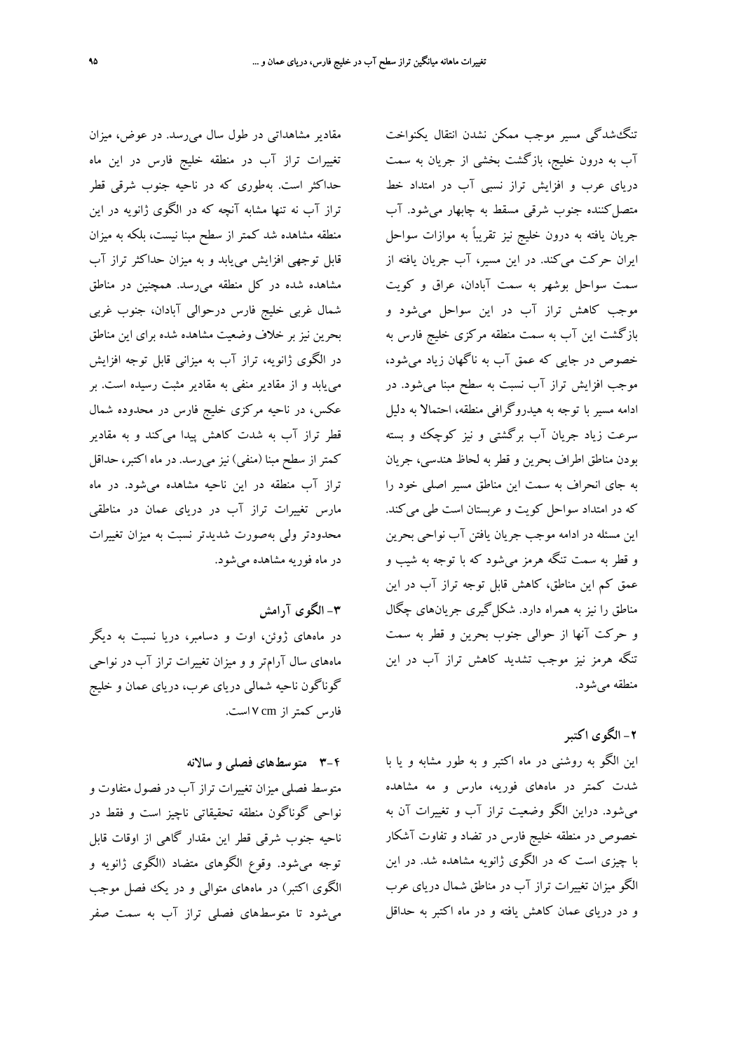تنگ‌شدگی مسیر موجب ممکن نشدن انتقال یکنواخت آب به درون خلیج، بازگشت بخشی از جریان به سمت دریای عرب و افزایش تراز نسبی آب در امتداد خط متصل‌کننده جنوب شرقی مسقط به چابهار می‌شود. آب جریان یافته به درون خلیج نیز تقریباً به موازات سواحل ایران حرکت می‌کند. در این مسیر، آب جریان یافته از سمت سواحل بوشهر به سمت آبادان، عراق و کویت موجب کاهش تراز آب در این سواحل می‌شود و بازگشت این آب به سمت منطقه مرکزی خلیج فارس به خصوص در جایی که عمق آب به ناگهان زیاد می‌شود، موجب افزایش تراز آب نسبت به سطح مبنا می‌شود. در ادامه مسیر با توجه به هیدروگرافی منطقه، احتمالا به دلیل سرعت زیاد جریان آب برگشتی و نیز کوچک و بسته بودن مناطق اطراف بحرین و قطر به لحاظ هندسی، جریان به جای انحراف به سمت این مناطق مسیر اصلی خود را که در امتداد سواحل کویت و عربستان است طی می‌کند. این مسئله در ادامه موجب جریان یافتن آب نواحی بحرین و قطر به سمت تنگه هرمز می‌شود که با توجه به شیب و عمق کم این مناطق، کاهش قابل توجه تراز آب در این مناطق را نیز به همراه دارد. شکل‌گیری جریان‌های چگال و حرکت آنها از حوالی جنوب بحرین و قطر به سمت تنگه هرمز نیز موجب تشدید کاهش تراز آب در این منطقه می‌شود.

### ۲- الگوی اکتبر

این الگو به روشنی در ماه اکتبر و به طور مشابه و یا با شدت کمتر در ماه‌های فوریه، مارس و مه مشاهده می‌شود. دراین الگو وضعیت تراز آب و تغییرات آن به خصوص در منطقه خلیج فارس در تضاد و تفاوت آشکار با چیزی است که در الگوی ژانویه مشاهده شد. در این الگو میزان تغییرات تراز آب در مناطق شمال دریای عرب و در دریای عمان کاهش یافته و در ماه اکتبر به حداقل مقادیر مشاهداتی در طول سال می‌رسد. در عوض، میزان تغییرات تراز آب در منطقه خلیج فارس در این ماه حداکثر است. به‌طوری که در ناحیه جنوب شرقی قطر تراز آب نه تنها مشابه آنچه که در الگوی ژانویه در این منطقه مشاهده شد کمتر از سطح مبنا نیست، بلکه به میزان قابل توجهی افزایش می‌یابد و به میزان حداکثر تراز آب مشاهده شده در کل منطقه می‌رسد. همچنین در مناطق شمال غربی خلیج فارس درحوالی آبادان، جنوب غربی بحرین نیز بر خلاف وضعیت مشاهده شده برای این مناطق در الگوی ژانویه، تراز آب به میزانی قابل توجه افزایش می‌یابد و از مقادیر منفی به مقادیر مثبت رسیده است. بر عکس، در ناحیه مرکزی خلیج فارس در محدوده شمال قطر تراز آب به شدت کاهش پیدا می‌کند و به مقادیر کمتر از سطح مبنا (منفی) نیز می‌رسد. در ماه اکتبر، حداقل تراز آب منطقه در این ناحیه مشاهده می‌شود. در ماه مارس تغییرات تراز آب در دریای عمان در مناطقی محدودتر ولی به‌صورت شدیدتر نسبت به میزان تغییرات در ماه فوریه مشاهده می‌شود.

### ۳- الگوی آرامش

در ماه‌های ژوئن، اوت و دسامبر، دریا نسبت به دیگر ماه‌های سال آرام‌تر و و میزان تغییرات تراز آب در نواحی گوناگون ناحیه شمالی دریای عرب، دریای عمان و خلیج فارس کمتر از ۷ cm است.

### ۳-۴ متوسط‌های فصلی و سالانه

متوسط فصلی میزان تغییرات تراز آب در فصول متفاوت و نواحی گوناگون منطقه تحقیقاتی ناچیز است و فقط در ناحیه جنوب شرقی قطر این مقدار گاهی از اوقات قابل توجه می‌شود. وقوع الگوهای متضاد (الگوی ژانویه و الگوی اکتبر) در ماه‌های متوالی و در یک فصل موجب می‌شود تا متوسط‌های فصلی تراز آب به سمت صفر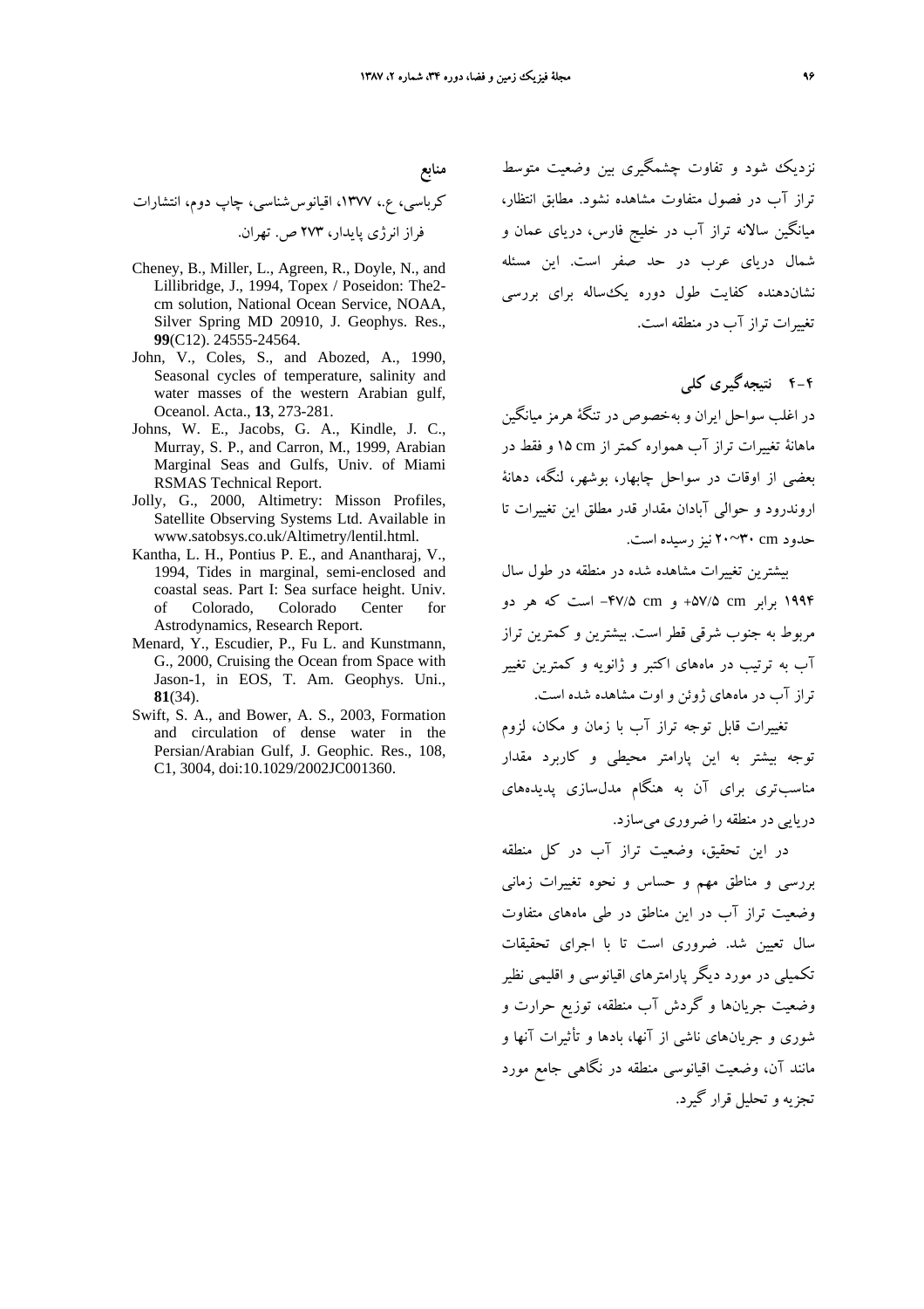نزدیک شود و تفاوت چشمگیری بین وضعیت متوسط تراز آب در فصول متفاوت مشاهده نشود. مطابق انتظار، میانگین سالانه تراز آب در خلیج فارس، دریای عمان و شمال دریای عرب در حد صفر است. این مسئله نشان‌دهنده کفایت طول دوره یک‌ساله برای بررسی تغییرات تراز آب در منطقه است.

## ۴-۴ نتیجه‌گیری کلی

در اغلب سواحل ایران و به‌خصوص در تنگهٔ هرمز میانگین ماهانهٔ تغییرات تراز آب همواره کمتر از ۱۵ cm و فقط در بعضی از اوقات در سواحل چابهار، بوشهر، لنگه، دهانهٔ اروندرود و حوالی آبادان مقدار قدر مطلق این تغییرات تا حدود ۲۰~۳۰ cm نیز رسیده است.

بیشترین تغییرات مشاهده شده در منطقه در طول سال ۱۹۹۴ برابر ۵۷/۵ cm+ و ۴۷/۵ cm- است که هر دو مربوط به جنوب شرقی قطر است. بیشترین و کمترین تراز آب به ترتیب در ماه‌های اکتبر و ژانویه و کمترین تغییر تراز آب در ماه‌های ژوئن و اوت مشاهده شده است.

تغییرات قابل توجه تراز آب با زمان و مکان، لزوم توجه بیشتر به این پارامتر محیطی و کاربرد مقدار مناسب‌تری برای آن به هنگام مدل‌سازی پدیده‌های دریایی در منطقه را ضروری می‌سازد.

در این تحقیق، وضعیت تراز آب در کل منطقه بررسی و مناطق مهم و حساس و نحوه تغییرات زمانی وضعیت تراز آب در این مناطق در طی ماه‌های متفاوت سال تعیین شد. ضروری است تا با اجرای تحقیقات تکمیلی در مورد دیگر پارامترهای اقیانوسی و اقلیمی نظیر وضعیت جریان‌ها و گردش آب منطقه، توزیع حرارت و شوری و جریان‌های ناشی از آنها، بادها و تأثیرات آنها و مانند آن، وضعیت اقیانوسی منطقه در نگاهی جامع مورد تجزیه و تحلیل قرار گیرد.

## منابع

کرباسی، ع.، ۱۳۷۷، اقیانوس‌شناسی، چاپ دوم، انتشارات فراز انرژی پایدار، ۲۷۳ ص. تهران.

Cheney, B., Miller, L., Agreen, R., Doyle, N., and Lillibridge, J., 1994, Topex / Poseidon: The2-cm solution, National Ocean Service, NOAA, Silver Spring MD 20910, J. Geophys. Res., **99**(C12). 24555-24564.

John, V., Coles, S., and Abozed, A., 1990, Seasonal cycles of temperature, salinity and water masses of the western Arabian gulf, Oceanol. Acta., **13**, 273-281.

Johns, W. E., Jacobs, G. A., Kindle, J. C., Murray, S. P., and Carron, M., 1999, Arabian Marginal Seas and Gulfs, Univ. of Miami RSMAS Technical Report.

Jolly, G., 2000, Altimetry: Misson Profiles, Satellite Observing Systems Ltd. Available in www.satobsys.co.uk/Altimetry/lentil.html.

Kantha, L. H., Pontius P. E., and Anantharaj, V., 1994, Tides in marginal, semi-enclosed and coastal seas. Part I: Sea surface height. Univ. of Colorado, Colorado Center for Astrodynamics, Research Report.

Menard, Y., Escudier, P., Fu L. and Kunstmann, G., 2000, Cruising the Ocean from Space with Jason-1, in EOS, T. Am. Geophys. Uni., **81**(34).

Swift, S. A., and Bower, A. S., 2003, Formation and circulation of dense water in the Persian/Arabian Gulf, J. Geophic. Res., 108, C1, 3004, doi:10.1029/2002JC001360.